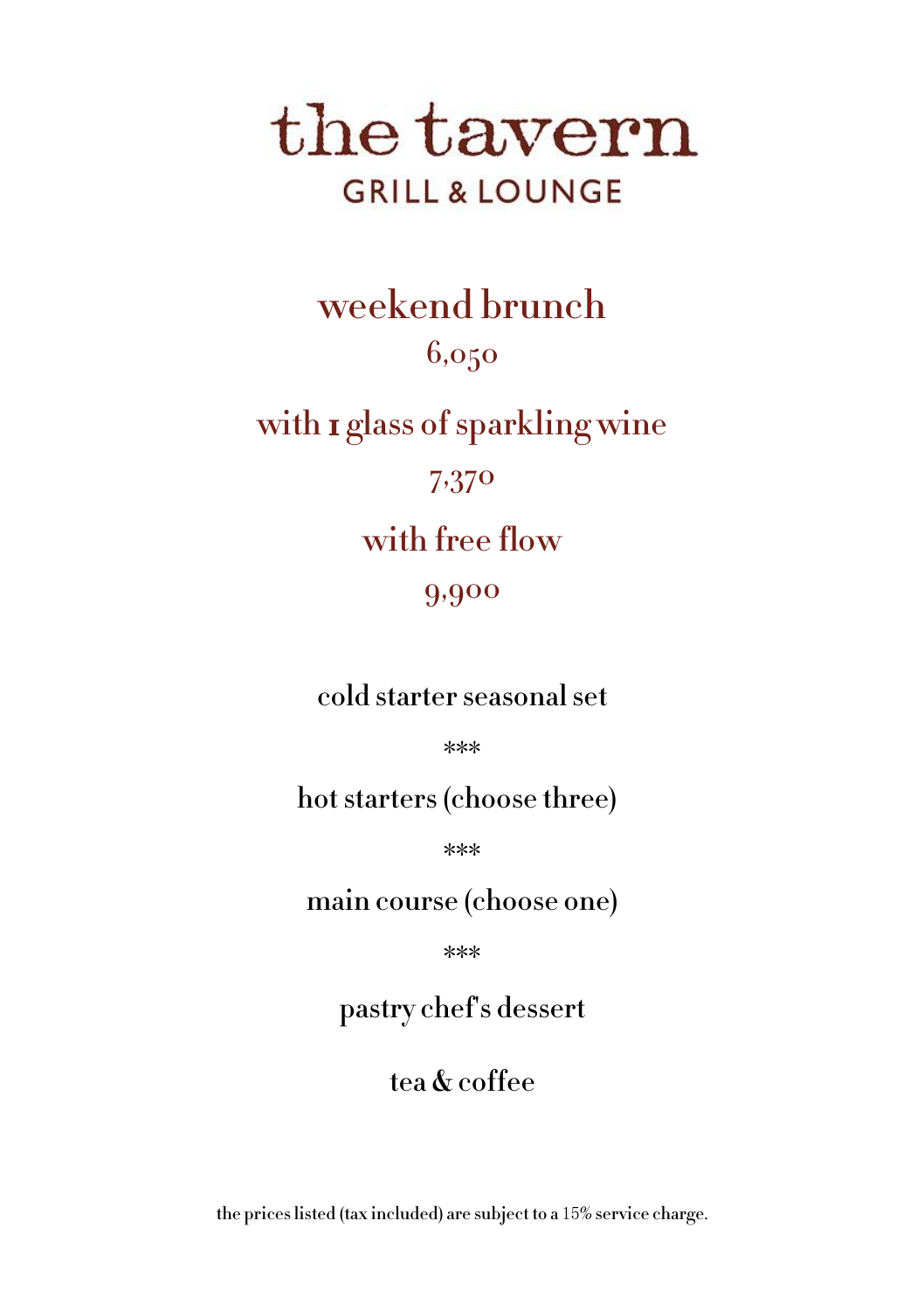# the tavern

## GRILL & LOUNGE

## weekend brunch

6,050

## with 1 glass of sparkling wine

7,370

## with free flow

9,900

cold starter seasonal set

***

hot starters (choose three)

***

main course (choose one)

***

pastry chef's dessert

tea & coffee

the prices listed (tax included) are subject to a 15% service charge.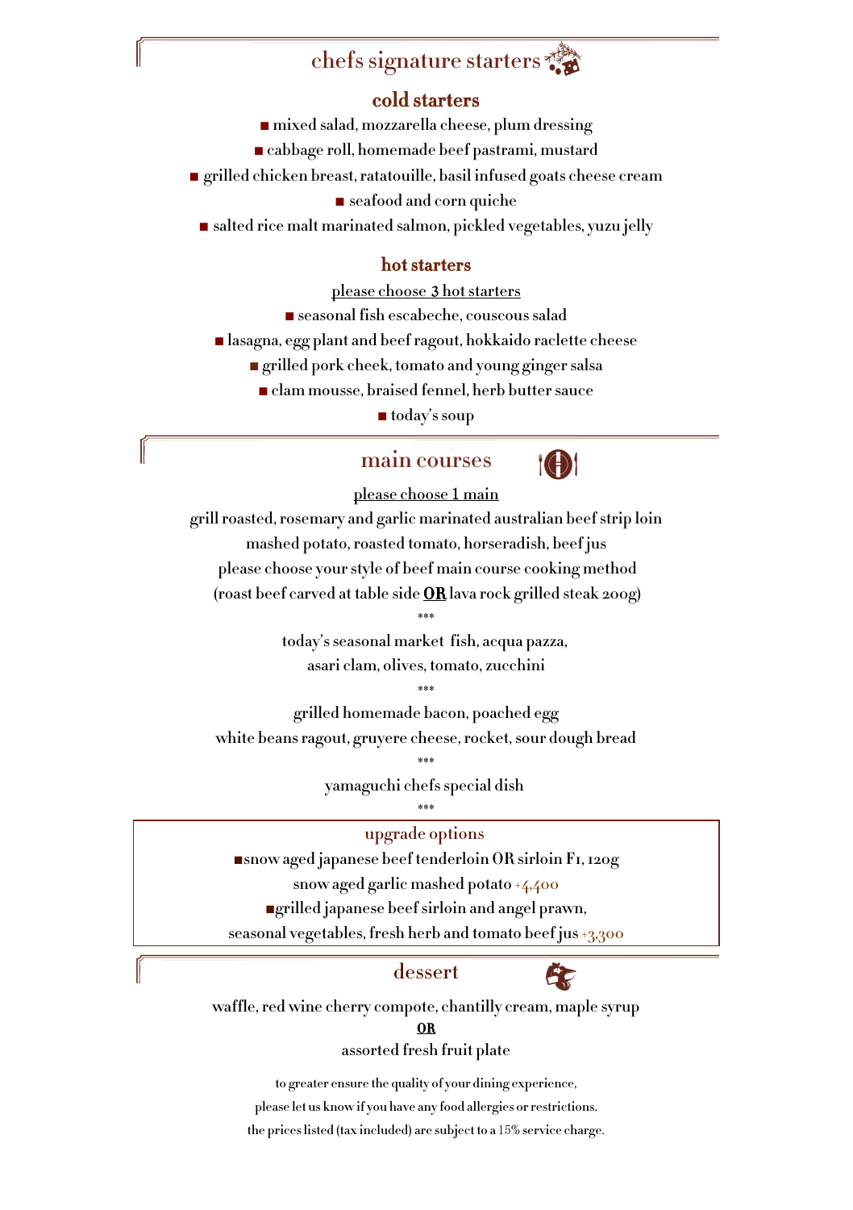# chefs signature starters

## cold starters

- mixed salad, mozzarella cheese, plum dressing
- cabbage roll, homemade beef pastrami, mustard
- grilled chicken breast, ratatouille, basil infused goats cheese cream
- seafood and corn quiche
- salted rice malt marinated salmon, pickled vegetables, yuzu jelly

## hot starters

please choose 3 hot starters

- seasonal fish escabeche, couscous salad
- lasagna, egg plant and beef ragout, hokkaido raclette cheese
- grilled pork cheek, tomato and young ginger salsa
- clam mousse, braised fennel, herb butter sauce
- today's soup

# main courses

please choose 1 main

grill roasted, rosemary and garlic marinated australian beef strip loin
mashed potato, roasted tomato, horseradish, beef jus
please choose your style of beef main course cooking method
(roast beef carved at table side **OR** lava rock grilled steak 200g)

***

today's seasonal market fish, acqua pazza,
asari clam, olives, tomato, zucchini

***

grilled homemade bacon, poached egg
white beans ragout, gruyere cheese, rocket, sour dough bread

***

yamaguchi chefs special dish

***

## upgrade options

- snow aged japanese beef tenderloin OR sirloin F1, 120g
  snow aged garlic mashed potato +4,400
- grilled japanese beef sirloin and angel prawn,
  seasonal vegetables, fresh herb and tomato beef jus +3,300

# dessert

waffle, red wine cherry compote, chantilly cream, maple syrup

**OR**

assorted fresh fruit plate

to greater ensure the quality of your dining experience,
please let us know if you have any food allergies or restrictions.
the prices listed (tax included) are subject to a 15% service charge.